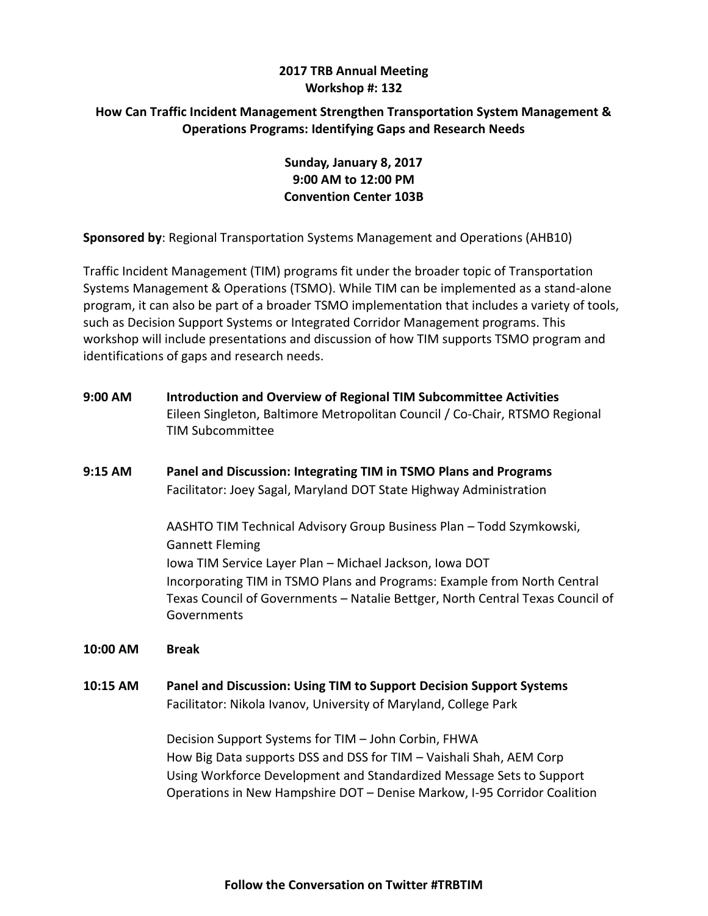# 2017 TRB Annual Meeting
## Workshop #: 132

## How Can Traffic Incident Management Strengthen Transportation System Management & Operations Programs: Identifying Gaps and Research Needs

**Sunday, January 8, 2017**
**9:00 AM to 12:00 PM**
**Convention Center 103B**

**Sponsored by**: Regional Transportation Systems Management and Operations (AHB10)

Traffic Incident Management (TIM) programs fit under the broader topic of Transportation Systems Management & Operations (TSMO). While TIM can be implemented as a stand-alone program, it can also be part of a broader TSMO implementation that includes a variety of tools, such as Decision Support Systems or Integrated Corridor Management programs. This workshop will include presentations and discussion of how TIM supports TSMO program and identifications of gaps and research needs.

**9:00 AM** **Introduction and Overview of Regional TIM Subcommittee Activities**
Eileen Singleton, Baltimore Metropolitan Council / Co-Chair, RTSMO Regional TIM Subcommittee

**9:15 AM** **Panel and Discussion: Integrating TIM in TSMO Plans and Programs**
Facilitator: Joey Sagal, Maryland DOT State Highway Administration

AASHTO TIM Technical Advisory Group Business Plan – Todd Szymkowski, Gannett Fleming
Iowa TIM Service Layer Plan – Michael Jackson, Iowa DOT
Incorporating TIM in TSMO Plans and Programs: Example from North Central Texas Council of Governments – Natalie Bettger, North Central Texas Council of Governments

**10:00 AM** **Break**

**10:15 AM** **Panel and Discussion: Using TIM to Support Decision Support Systems**
Facilitator: Nikola Ivanov, University of Maryland, College Park

Decision Support Systems for TIM – John Corbin, FHWA
How Big Data supports DSS and DSS for TIM – Vaishali Shah, AEM Corp
Using Workforce Development and Standardized Message Sets to Support Operations in New Hampshire DOT – Denise Markow, I-95 Corridor Coalition

**Follow the Conversation on Twitter #TRBTIM**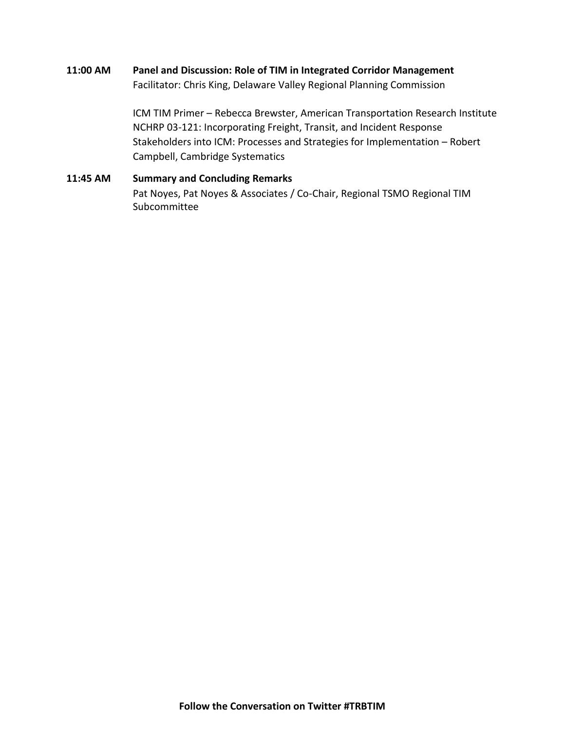**11:00 AM** **Panel and Discussion: Role of TIM in Integrated Corridor Management**
Facilitator: Chris King, Delaware Valley Regional Planning Commission

ICM TIM Primer – Rebecca Brewster, American Transportation Research Institute
NCHRP 03-121: Incorporating Freight, Transit, and Incident Response Stakeholders into ICM: Processes and Strategies for Implementation – Robert Campbell, Cambridge Systematics

**11:45 AM** **Summary and Concluding Remarks**
Pat Noyes, Pat Noyes & Associates / Co-Chair, Regional TSMO Regional TIM Subcommittee

**Follow the Conversation on Twitter #TRBTIM**